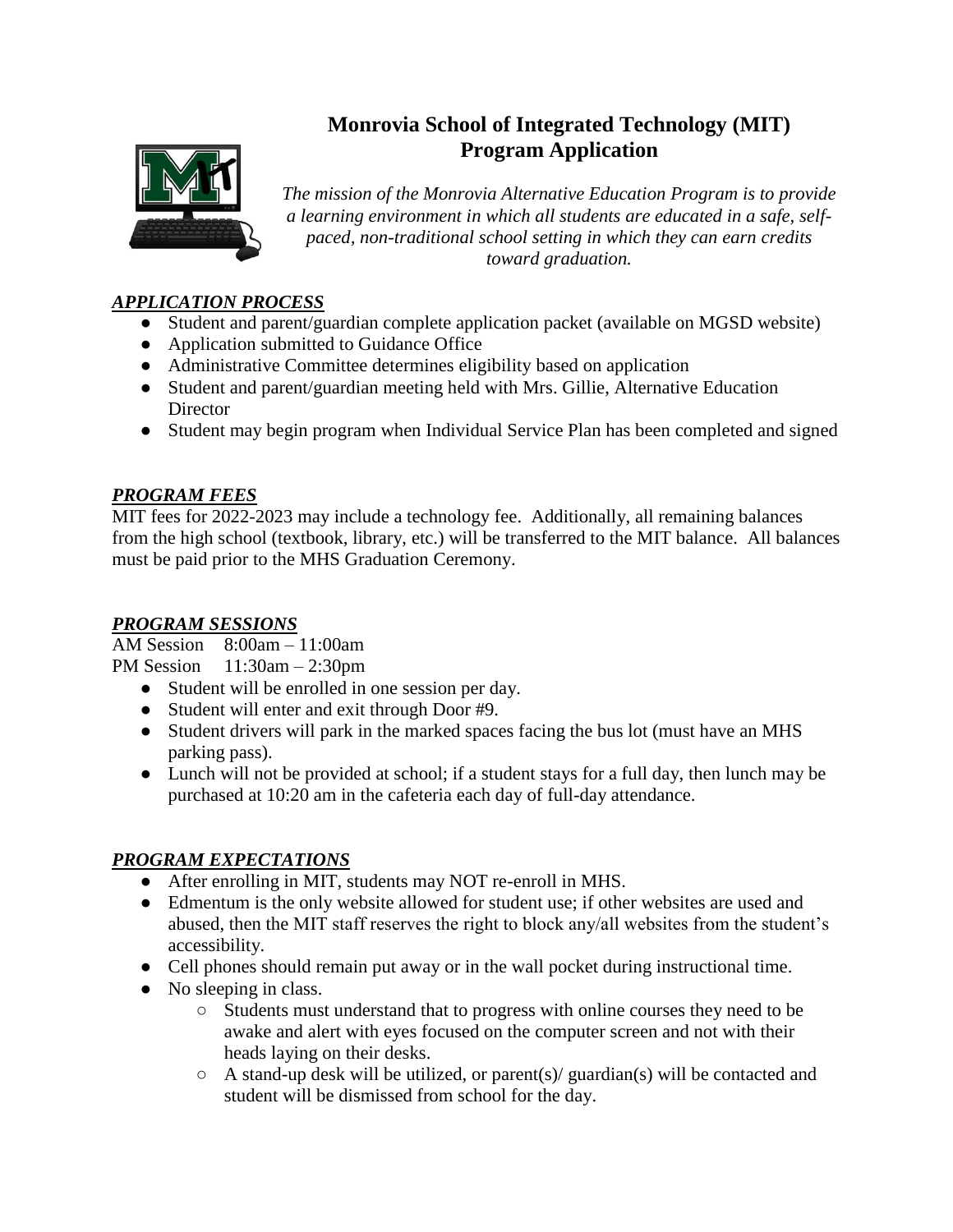# Monrovia School of Integrated Technology (MIT)
# Program Application

*The mission of the Monrovia Alternative Education Program is to provide a learning environment in which all students are educated in a safe, self-paced, non-traditional school setting in which they can earn credits toward graduation.*

## ***APPLICATION PROCESS***

- Student and parent/guardian complete application packet (available on MGSD website)
- Application submitted to Guidance Office
- Administrative Committee determines eligibility based on application
- Student and parent/guardian meeting held with Mrs. Gillie, Alternative Education Director
- Student may begin program when Individual Service Plan has been completed and signed

## ***PROGRAM FEES***

MIT fees for 2022-2023 may include a technology fee. Additionally, all remaining balances from the high school (textbook, library, etc.) will be transferred to the MIT balance. All balances must be paid prior to the MHS Graduation Ceremony.

## ***PROGRAM SESSIONS***

AM Session 8:00am – 11:00am
PM Session 11:30am – 2:30pm

- Student will be enrolled in one session per day.
- Student will enter and exit through Door #9.
- Student drivers will park in the marked spaces facing the bus lot (must have an MHS parking pass).
- Lunch will not be provided at school; if a student stays for a full day, then lunch may be purchased at 10:20 am in the cafeteria each day of full-day attendance.

## ***PROGRAM EXPECTATIONS***

- After enrolling in MIT, students may NOT re-enroll in MHS.
- Edmentum is the only website allowed for student use; if other websites are used and abused, then the MIT staff reserves the right to block any/all websites from the student's accessibility.
- Cell phones should remain put away or in the wall pocket during instructional time.
- No sleeping in class.
  - Students must understand that to progress with online courses they need to be awake and alert with eyes focused on the computer screen and not with their heads laying on their desks.
  - A stand-up desk will be utilized, or parent(s)/ guardian(s) will be contacted and student will be dismissed from school for the day.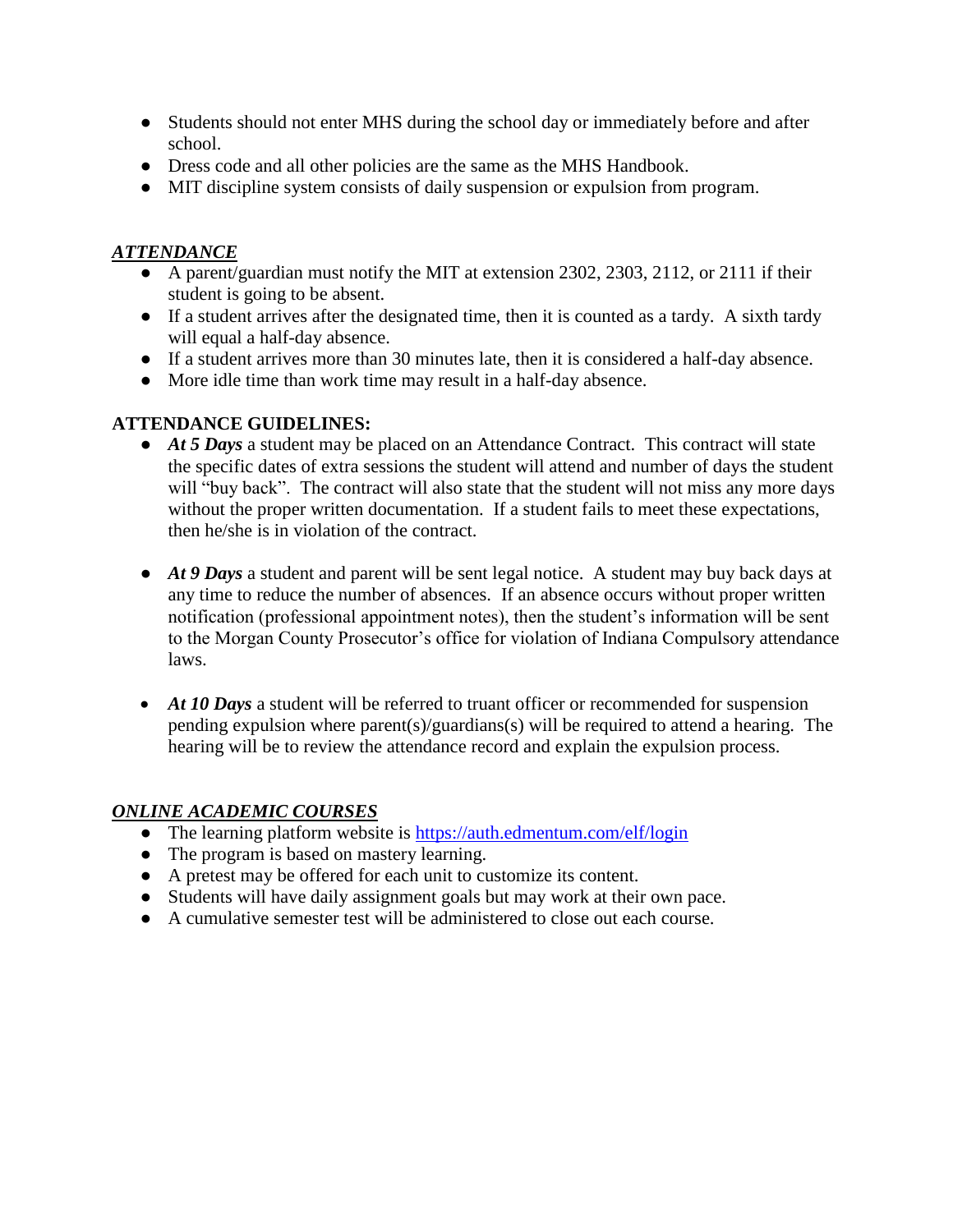- Students should not enter MHS during the school day or immediately before and after school.
- Dress code and all other policies are the same as the MHS Handbook.
- MIT discipline system consists of daily suspension or expulsion from program.

## ***ATTENDANCE***

- A parent/guardian must notify the MIT at extension 2302, 2303, 2112, or 2111 if their student is going to be absent.
- If a student arrives after the designated time, then it is counted as a tardy. A sixth tardy will equal a half-day absence.
- If a student arrives more than 30 minutes late, then it is considered a half-day absence.
- More idle time than work time may result in a half-day absence.

## ATTENDANCE GUIDELINES:

- ***At 5 Days*** a student may be placed on an Attendance Contract. This contract will state the specific dates of extra sessions the student will attend and number of days the student will "buy back". The contract will also state that the student will not miss any more days without the proper written documentation. If a student fails to meet these expectations, then he/she is in violation of the contract.

- ***At 9 Days*** a student and parent will be sent legal notice. A student may buy back days at any time to reduce the number of absences. If an absence occurs without proper written notification (professional appointment notes), then the student's information will be sent to the Morgan County Prosecutor's office for violation of Indiana Compulsory attendance laws.

- ***At 10 Days*** a student will be referred to truant officer or recommended for suspension pending expulsion where parent(s)/guardians(s) will be required to attend a hearing. The hearing will be to review the attendance record and explain the expulsion process.

## ***ONLINE ACADEMIC COURSES***

- The learning platform website is [https://auth.edmentum.com/elf/login](https://auth.edmentum.com/elf/login)
- The program is based on mastery learning.
- A pretest may be offered for each unit to customize its content.
- Students will have daily assignment goals but may work at their own pace.
- A cumulative semester test will be administered to close out each course.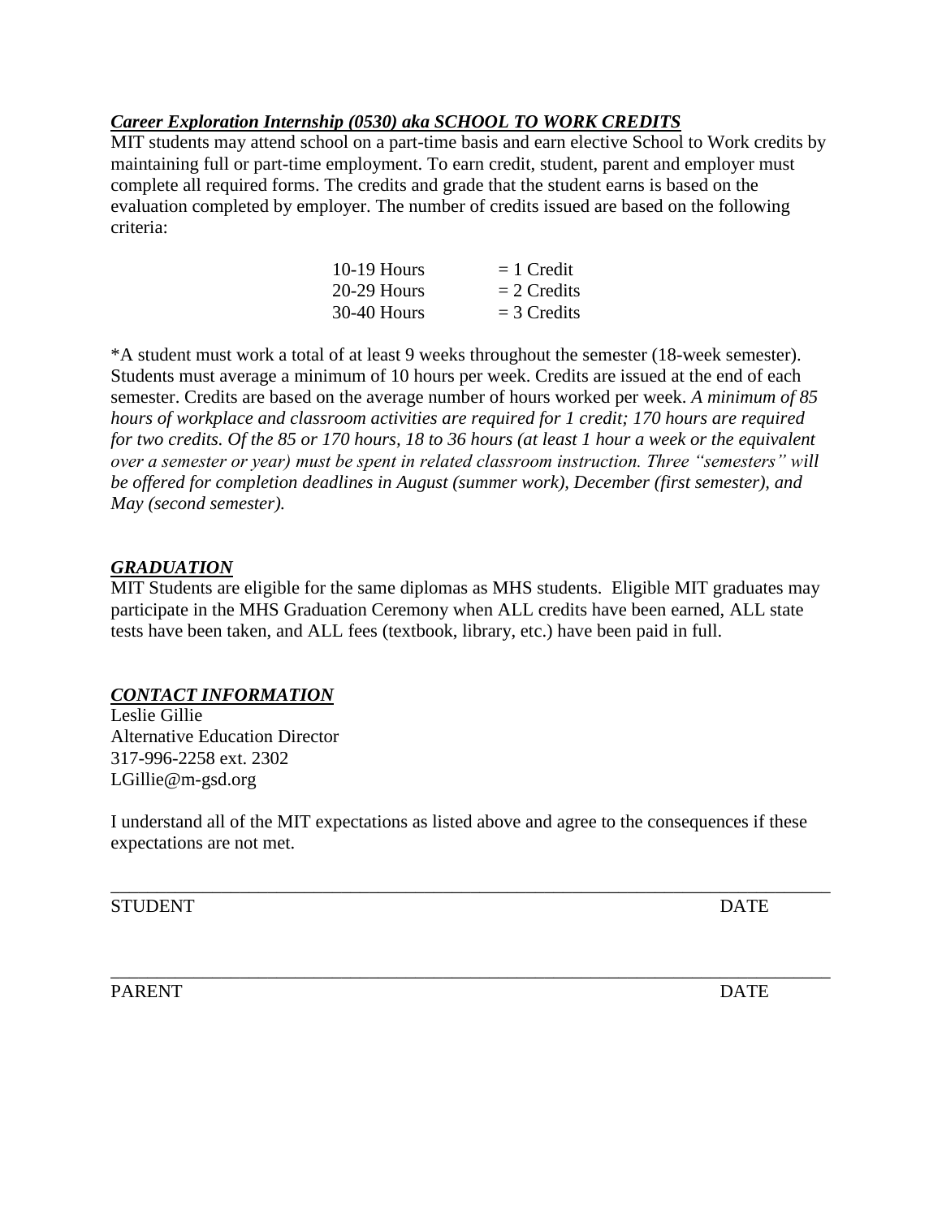***Career Exploration Internship (0530) aka SCHOOL TO WORK CREDITS***

MIT students may attend school on a part-time basis and earn elective School to Work credits by maintaining full or part-time employment. To earn credit, student, parent and employer must complete all required forms. The credits and grade that the student earns is based on the evaluation completed by employer. The number of credits issued are based on the following criteria:

| | |
|---|---|
| 10-19 Hours | = 1 Credit |
| 20-29 Hours | = 2 Credits |
| 30-40 Hours | = 3 Credits |

*A student must work a total of at least 9 weeks throughout the semester (18-week semester). Students must average a minimum of 10 hours per week. Credits are issued at the end of each semester. Credits are based on the average number of hours worked per week. *A minimum of 85 hours of workplace and classroom activities are required for 1 credit; 170 hours are required for two credits. Of the 85 or 170 hours, 18 to 36 hours (at least 1 hour a week or the equivalent over a semester or year) must be spent in related classroom instruction. Three "semesters" will be offered for completion deadlines in August (summer work), December (first semester), and May (second semester).*

***GRADUATION***

MIT Students are eligible for the same diplomas as MHS students. Eligible MIT graduates may participate in the MHS Graduation Ceremony when ALL credits have been earned, ALL state tests have been taken, and ALL fees (textbook, library, etc.) have been paid in full.

***CONTACT INFORMATION***

Leslie Gillie
Alternative Education Director
317-996-2258 ext. 2302
LGillie@m-gsd.org

I understand all of the MIT expectations as listed above and agree to the consequences if these expectations are not met.

\_\_\_\_\_\_\_\_\_\_\_\_\_\_\_\_\_\_\_\_\_\_\_\_\_\_\_\_\_\_\_\_\_\_\_\_\_\_\_\_\_\_\_\_\_\_\_\_\_\_\_\_\_\_\_\_\_\_\_\_\_\_\_\_\_\_\_\_\_\_\_\_

STUDENT DATE

\_\_\_\_\_\_\_\_\_\_\_\_\_\_\_\_\_\_\_\_\_\_\_\_\_\_\_\_\_\_\_\_\_\_\_\_\_\_\_\_\_\_\_\_\_\_\_\_\_\_\_\_\_\_\_\_\_\_\_\_\_\_\_\_\_\_\_\_\_\_\_\_

PARENT DATE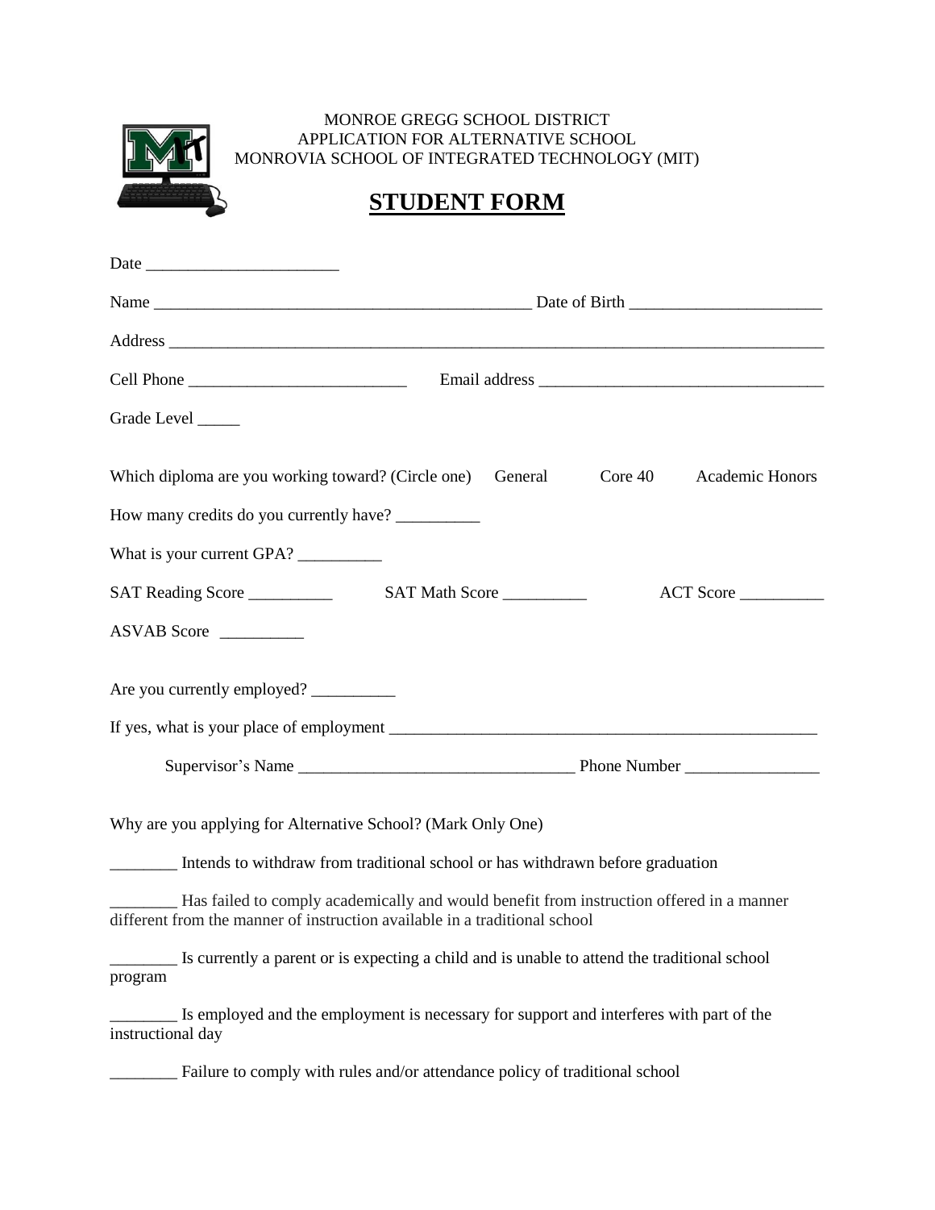MONROE GREGG SCHOOL DISTRICT
APPLICATION FOR ALTERNATIVE SCHOOL
MONROVIA SCHOOL OF INTEGRATED TECHNOLOGY (MIT)

# STUDENT FORM

Date _______________________

Name _______________________________________________ Date of Birth _______________________

Address _________________________________________________________________________________

Cell Phone __________________________ Email address __________________________________

Grade Level _____

Which diploma are you working toward? (Circle one) General Core 40 Academic Honors

How many credits do you currently have? __________

What is your current GPA? __________

SAT Reading Score __________ SAT Math Score __________ ACT Score __________

ASVAB Score __________

Are you currently employed? __________

If yes, what is your place of employment _____________________________________________________

Supervisor's Name _________________________________ Phone Number ________________

Why are you applying for Alternative School? (Mark Only One)

________ Intends to withdraw from traditional school or has withdrawn before graduation

________ Has failed to comply academically and would benefit from instruction offered in a manner different from the manner of instruction available in a traditional school

________ Is currently a parent or is expecting a child and is unable to attend the traditional school program

________ Is employed and the employment is necessary for support and interferes with part of the instructional day

________ Failure to comply with rules and/or attendance policy of traditional school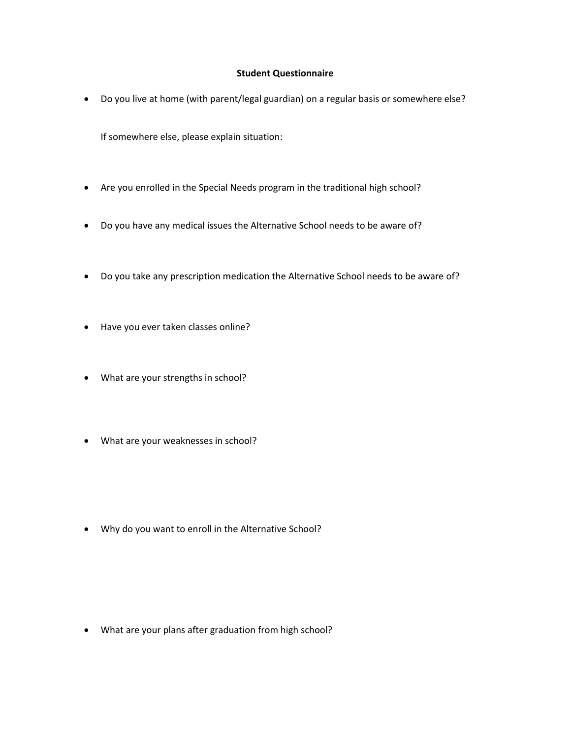**Student Questionnaire**

- Do you live at home (with parent/legal guardian) on a regular basis or somewhere else?

  If somewhere else, please explain situation:

- Are you enrolled in the Special Needs program in the traditional high school?

- Do you have any medical issues the Alternative School needs to be aware of?

- Do you take any prescription medication the Alternative School needs to be aware of?

- Have you ever taken classes online?

- What are your strengths in school?

- What are your weaknesses in school?

- Why do you want to enroll in the Alternative School?

- What are your plans after graduation from high school?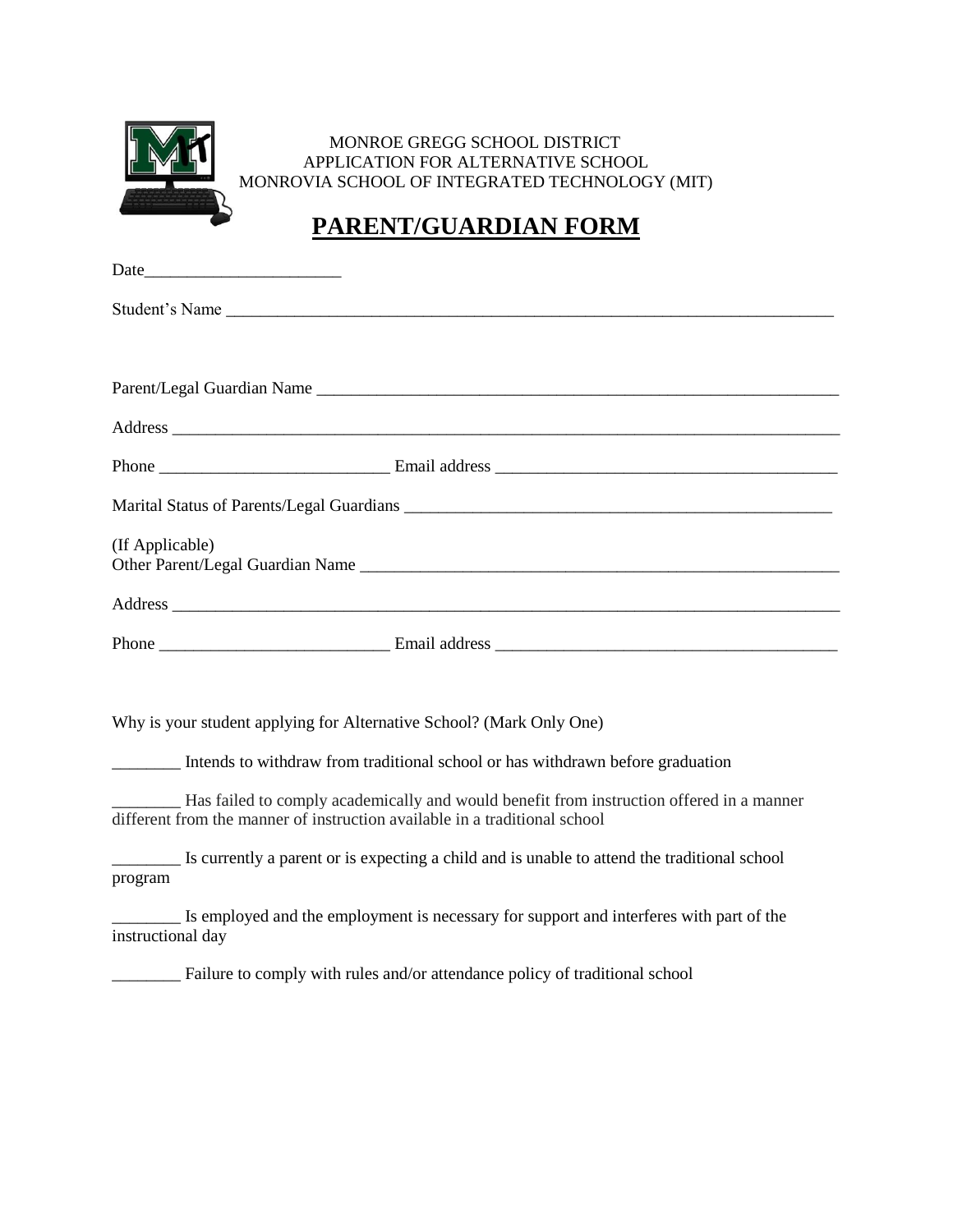MONROE GREGG SCHOOL DISTRICT
APPLICATION FOR ALTERNATIVE SCHOOL
MONROVIA SCHOOL OF INTEGRATED TECHNOLOGY (MIT)

# PARENT/GUARDIAN FORM

Date_______________________

Student's Name ___________________________________________________________________________

Parent/Legal Guardian Name _________________________________________________________________

Address ________________________________________________________________________________

Phone ___________________________ Email address ________________________________________

Marital Status of Parents/Legal Guardians ___________________________________________________

(If Applicable)
Other Parent/Legal Guardian Name ___________________________________________________________

Address ________________________________________________________________________________

Phone ___________________________ Email address ________________________________________

Why is your student applying for Alternative School? (Mark Only One)

________ Intends to withdraw from traditional school or has withdrawn before graduation

________ Has failed to comply academically and would benefit from instruction offered in a manner different from the manner of instruction available in a traditional school

________ Is currently a parent or is expecting a child and is unable to attend the traditional school program

________ Is employed and the employment is necessary for support and interferes with part of the instructional day

________ Failure to comply with rules and/or attendance policy of traditional school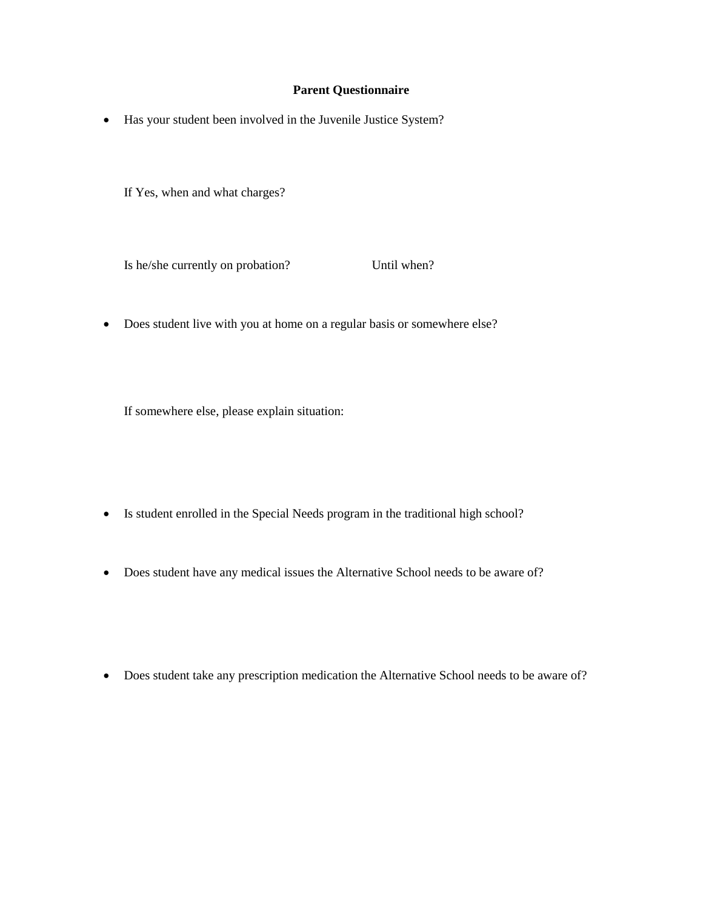**Parent Questionnaire**

- Has your student been involved in the Juvenile Justice System?

  If Yes, when and what charges?

  Is he/she currently on probation? Until when?

- Does student live with you at home on a regular basis or somewhere else?

  If somewhere else, please explain situation:

- Is student enrolled in the Special Needs program in the traditional high school?

- Does student have any medical issues the Alternative School needs to be aware of?

- Does student take any prescription medication the Alternative School needs to be aware of?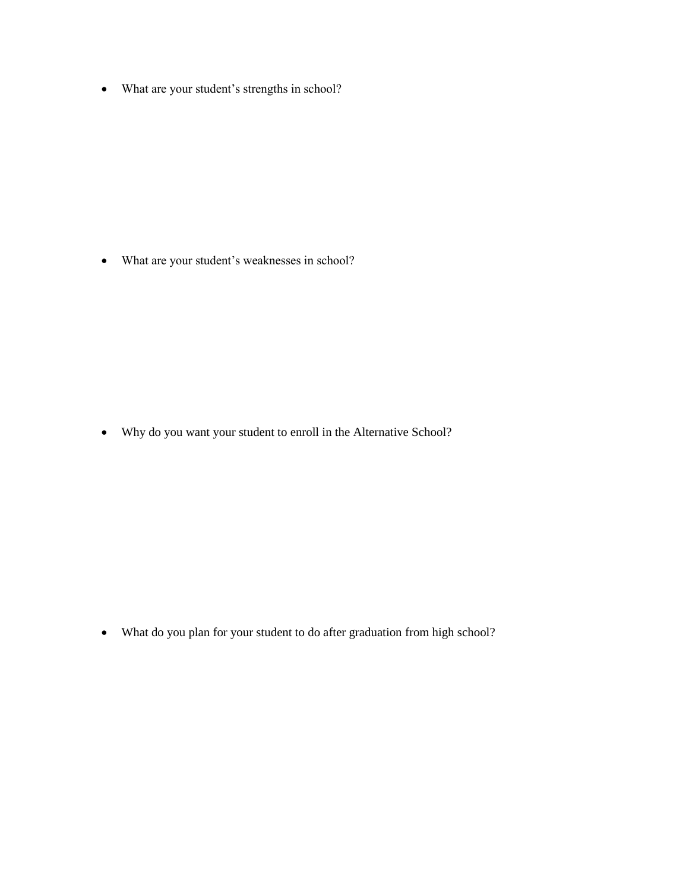- What are your student’s strengths in school?

- What are your student’s weaknesses in school?

- Why do you want your student to enroll in the Alternative School?

- What do you plan for your student to do after graduation from high school?